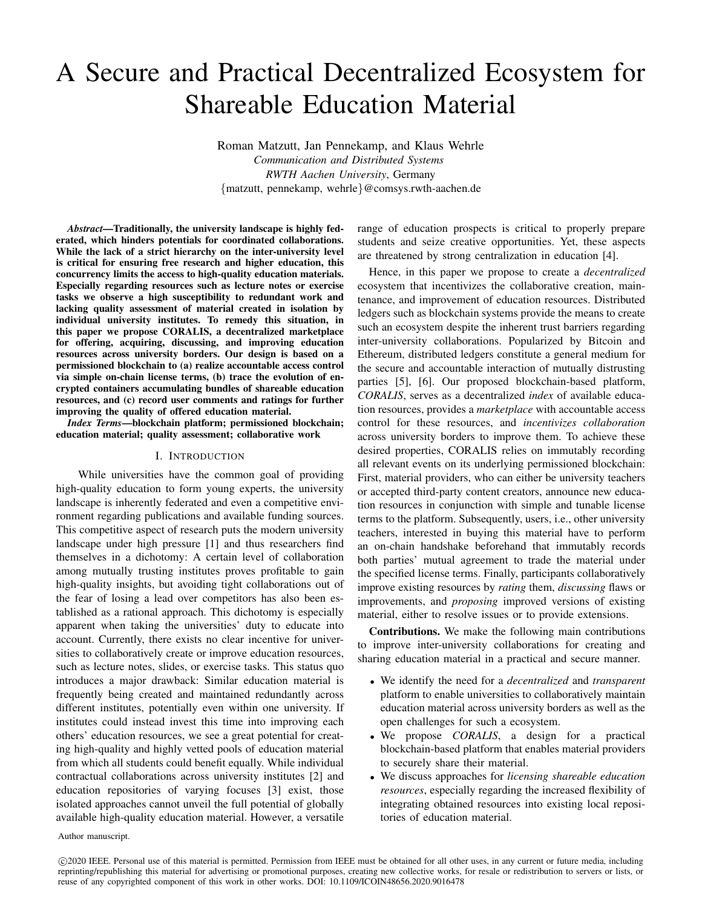# A Secure and Practical Decentralized Ecosystem for Shareable Education Material

Roman Matzutt, Jan Pennekamp, and Klaus Wehrle
*Communication and Distributed Systems*
*RWTH Aachen University*, Germany
{matzutt, pennekamp, wehrle}@comsys.rwth-aachen.de

***Abstract*—Traditionally, the university landscape is highly federated, which hinders potentials for coordinated collaborations. While the lack of a strict hierarchy on the inter-university level is critical for ensuring free research and higher education, this concurrency limits the access to high-quality education materials. Especially regarding resources such as lecture notes or exercise tasks we observe a high susceptibility to redundant work and lacking quality assessment of material created in isolation by individual university institutes. To remedy this situation, in this paper we propose CORALIS, a decentralized marketplace for offering, acquiring, discussing, and improving education resources across university borders. Our design is based on a permissioned blockchain to (a) realize accountable access control via simple on-chain license terms, (b) trace the evolution of encrypted containers accumulating bundles of shareable education resources, and (c) record user comments and ratings for further improving the quality of offered education material.**

***Index Terms*—blockchain platform; permissioned blockchain; education material; quality assessment; collaborative work**

## I. Introduction

While universities have the common goal of providing high-quality education to form young experts, the university landscape is inherently federated and even a competitive environment regarding publications and available funding sources. This competitive aspect of research puts the modern university landscape under high pressure [1] and thus researchers find themselves in a dichotomy: A certain level of collaboration among mutually trusting institutes proves profitable to gain high-quality insights, but avoiding tight collaborations out of the fear of losing a lead over competitors has also been established as a rational approach. This dichotomy is especially apparent when taking the universities' duty to educate into account. Currently, there exists no clear incentive for universities to collaboratively create or improve education resources, such as lecture notes, slides, or exercise tasks. This status quo introduces a major drawback: Similar education material is frequently being created and maintained redundantly across different institutes, potentially even within one university. If institutes could instead invest this time into improving each others' education resources, we see a great potential for creating high-quality and highly vetted pools of education material from which all students could benefit equally. While individual contractual collaborations across university institutes [2] and education repositories of varying focuses [3] exist, those isolated approaches cannot unveil the full potential of globally available high-quality education material. However, a versatile range of education prospects is critical to properly prepare students and seize creative opportunities. Yet, these aspects are threatened by strong centralization in education [4].

Hence, in this paper we propose to create a *decentralized* ecosystem that incentivizes the collaborative creation, maintenance, and improvement of education resources. Distributed ledgers such as blockchain systems provide the means to create such an ecosystem despite the inherent trust barriers regarding inter-university collaborations. Popularized by Bitcoin and Ethereum, distributed ledgers constitute a general medium for the secure and accountable interaction of mutually distrusting parties [5], [6]. Our proposed blockchain-based platform, *CORALIS*, serves as a decentralized *index* of available education resources, provides a *marketplace* with accountable access control for these resources, and *incentivizes collaboration* across university borders to improve them. To achieve these desired properties, CORALIS relies on immutably recording all relevant events on its underlying permissioned blockchain: First, material providers, who can either be university teachers or accepted third-party content creators, announce new education resources in conjunction with simple and tunable license terms to the platform. Subsequently, users, i.e., other university teachers, interested in buying this material have to perform an on-chain handshake beforehand that immutably records both parties' mutual agreement to trade the material under the specified license terms. Finally, participants collaboratively improve existing resources by *rating* them, *discussing* flaws or improvements, and *proposing* improved versions of existing material, either to resolve issues or to provide extensions.

**Contributions.** We make the following main contributions to improve inter-university collaborations for creating and sharing education material in a practical and secure manner.

- We identify the need for a *decentralized* and *transparent* platform to enable universities to collaboratively maintain education material across university borders as well as the open challenges for such a ecosystem.
- We propose *CORALIS*, a design for a practical blockchain-based platform that enables material providers to securely share their material.
- We discuss approaches for *licensing shareable education resources*, especially regarding the increased flexibility of integrating obtained resources into existing local repositories of education material.

Author manuscript.

©2020 IEEE. Personal use of this material is permitted. Permission from IEEE must be obtained for all other uses, in any current or future media, including reprinting/republishing this material for advertising or promotional purposes, creating new collective works, for resale or redistribution to servers or lists, or reuse of any copyrighted component of this work in other works. DOI: 10.1109/ICOIN48656.2020.9016478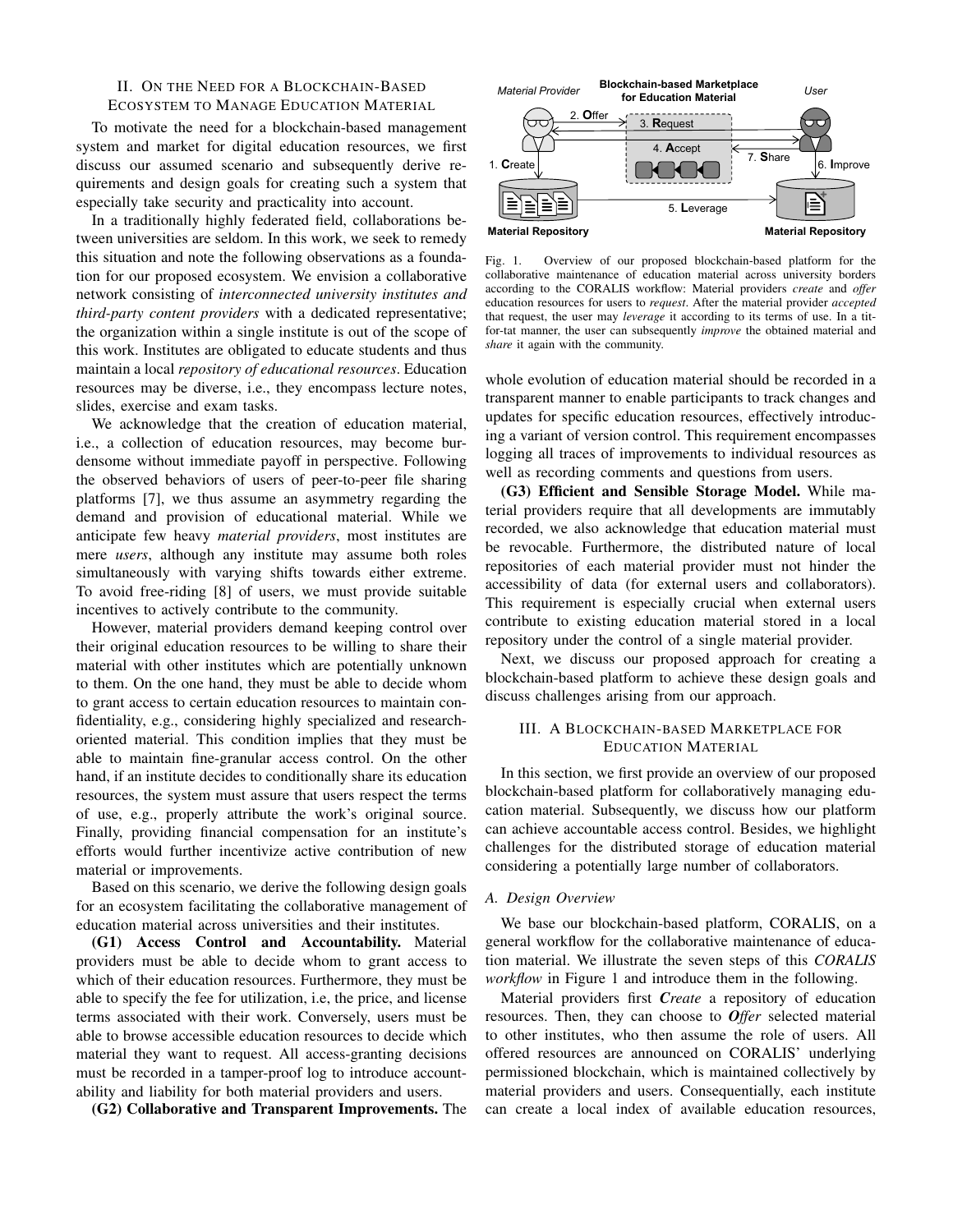## II. On the Need for a Blockchain-Based Ecosystem to Manage Education Material

To motivate the need for a blockchain-based management system and market for digital education resources, we first discuss our assumed scenario and subsequently derive requirements and design goals for creating such a system that especially take security and practicality into account.

In a traditionally highly federated field, collaborations between universities are seldom. In this work, we seek to remedy this situation and note the following observations as a foundation for our proposed ecosystem. We envision a collaborative network consisting of *interconnected university institutes and third-party content providers* with a dedicated representative; the organization within a single institute is out of the scope of this work. Institutes are obligated to educate students and thus maintain a local *repository of educational resources*. Education resources may be diverse, i.e., they encompass lecture notes, slides, exercise and exam tasks.

We acknowledge that the creation of education material, i.e., a collection of education resources, may become burdensome without immediate payoff in perspective. Following the observed behaviors of users of peer-to-peer file sharing platforms [7], we thus assume an asymmetry regarding the demand and provision of educational material. While we anticipate few heavy *material providers*, most institutes are mere *users*, although any institute may assume both roles simultaneously with varying shifts towards either extreme. To avoid free-riding [8] of users, we must provide suitable incentives to actively contribute to the community.

However, material providers demand keeping control over their original education resources to be willing to share their material with other institutes which are potentially unknown to them. On the one hand, they must be able to decide whom to grant access to certain education resources to maintain confidentiality, e.g., considering highly specialized and research-oriented material. This condition implies that they must be able to maintain fine-granular access control. On the other hand, if an institute decides to conditionally share its education resources, the system must assure that users respect the terms of use, e.g., properly attribute the work's original source. Finally, providing financial compensation for an institute's efforts would further incentivize active contribution of new material or improvements.

Based on this scenario, we derive the following design goals for an ecosystem facilitating the collaborative management of education material across universities and their institutes.

**(G1) Access Control and Accountability.** Material providers must be able to decide whom to grant access to which of their education resources. Furthermore, they must be able to specify the fee for utilization, i.e, the price, and license terms associated with their work. Conversely, users must be able to browse accessible education resources to decide which material they want to request. All access-granting decisions must be recorded in a tamper-proof log to introduce accountability and liability for both material providers and users.

**(G2) Collaborative and Transparent Improvements.** The whole evolution of education material should be recorded in a transparent manner to enable participants to track changes and updates for specific education resources, effectively introducing a variant of version control. This requirement encompasses logging all traces of improvements to individual resources as well as recording comments and questions from users.

**(G3) Efficient and Sensible Storage Model.** While material providers require that all developments are immutably recorded, we also acknowledge that education material must be revocable. Furthermore, the distributed nature of local repositories of each material provider must not hinder the accessibility of data (for external users and collaborators). This requirement is especially crucial when external users contribute to existing education material stored in a local repository under the control of a single material provider.

Next, we discuss our proposed approach for creating a blockchain-based platform to achieve these design goals and discuss challenges arising from our approach.

Material Provider | Blockchain-based Marketplace for Education Material | User

1. **C**reate — 2. **O**ffer — 3. **R**equest — 4. **A**ccept — 5. **L**everage — 6. **I**mprove — 7. **S**hare

Material Repository | Material Repository

Fig. 1. Overview of our proposed blockchain-based platform for the collaborative maintenance of education material across university borders according to the CORALIS workflow: Material providers *create* and *offer* education resources for users to *request*. After the material provider *accepted* that request, the user may *leverage* it according to its terms of use. In a tit-for-tat manner, the user can subsequently *improve* the obtained material and *share* it again with the community.

## III. A Blockchain-based Marketplace for Education Material

In this section, we first provide an overview of our proposed blockchain-based platform for collaboratively managing education material. Subsequently, we discuss how our platform can achieve accountable access control. Besides, we highlight challenges for the distributed storage of education material considering a potentially large number of collaborators.

### A. Design Overview

We base our blockchain-based platform, CORALIS, on a general workflow for the collaborative maintenance of education material. We illustrate the seven steps of this *CORALIS workflow* in Figure 1 and introduce them in the following.

Material providers first ***Create*** a repository of education resources. Then, they can choose to ***Offer*** selected material to other institutes, who then assume the role of users. All offered resources are announced on CORALIS' underlying permissioned blockchain, which is maintained collectively by material providers and users. Consequentially, each institute can create a local index of available education resources,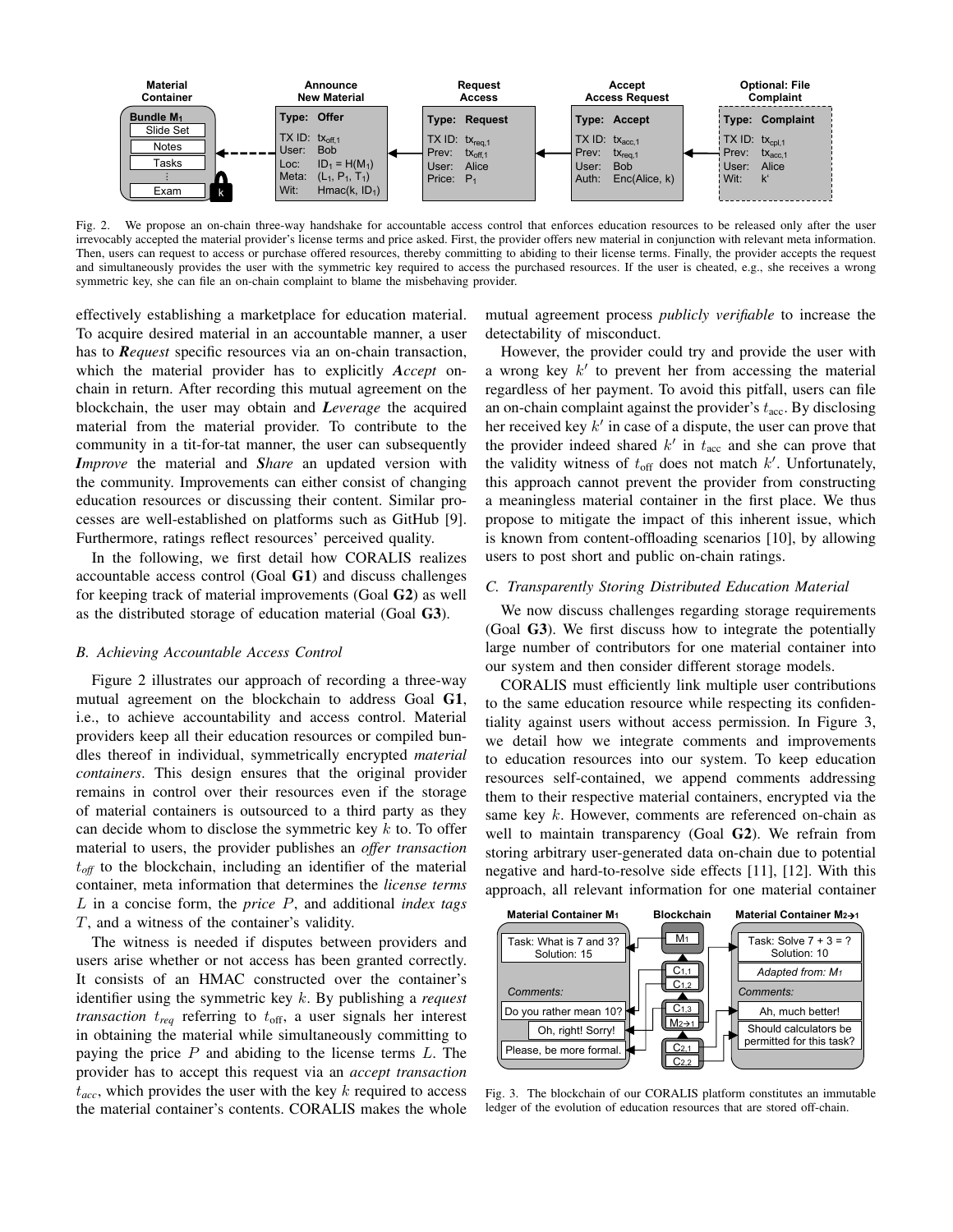Fig. 2. We propose an on-chain three-way handshake for accountable access control that enforces education resources to be released only after the user irrevocably accepted the material provider's license terms and price asked. First, the provider offers new material in conjunction with relevant meta information. Then, users can request to access or purchase offered resources, thereby committing to abiding to their license terms. Finally, the provider accepts the request and simultaneously provides the user with the symmetric key required to access the purchased resources. If the user is cheated, e.g., she receives a wrong symmetric key, she can file an on-chain complaint to blame the misbehaving provider.

effectively establishing a marketplace for education material. To acquire desired material in an accountable manner, a user has to ***Request*** specific resources via an on-chain transaction, which the material provider has to explicitly ***Accept*** on-chain in return. After recording this mutual agreement on the blockchain, the user may obtain and ***Leverage*** the acquired material from the material provider. To contribute to the community in a tit-for-tat manner, the user can subsequently ***Improve*** the material and ***Share*** an updated version with the community. Improvements can either consist of changing education resources or discussing their content. Similar processes are well-established on platforms such as GitHub [9]. Furthermore, ratings reflect resources' perceived quality.

In the following, we first detail how CORALIS realizes accountable access control (Goal **G1**) and discuss challenges for keeping track of material improvements (Goal **G2**) as well as the distributed storage of education material (Goal **G3**).

### *B. Achieving Accountable Access Control*

Figure 2 illustrates our approach of recording a three-way mutual agreement on the blockchain to address Goal **G1**, i.e., to achieve accountability and access control. Material providers keep all their education resources or compiled bundles thereof in individual, symmetrically encrypted *material containers*. This design ensures that the original provider remains in control over their resources even if the storage of material containers is outsourced to a third party as they can decide whom to disclose the symmetric key $k$ to. To offer material to users, the provider publishes an *offer transaction* $t_{off}$ to the blockchain, including an identifier of the material container, meta information that determines the *license terms* $L$ in a concise form, the *price* $P$, and additional *index tags* $T$, and a witness of the container's validity.

The witness is needed if disputes between providers and users arise whether or not access has been granted correctly. It consists of an HMAC constructed over the container's identifier using the symmetric key $k$. By publishing a *request transaction* $t_{req}$ referring to $t_{\text{off}}$, a user signals her interest in obtaining the material while simultaneously committing to paying the price $P$ and abiding to the license terms $L$. The provider has to accept this request via an *accept transaction* $t_{acc}$, which provides the user with the key $k$ required to access the material container's contents. CORALIS makes the whole mutual agreement process *publicly verifiable* to increase the detectability of misconduct.

However, the provider could try and provide the user with a wrong key $k'$ to prevent her from accessing the material regardless of her payment. To avoid this pitfall, users can file an on-chain complaint against the provider's $t_{\text{acc}}$. By disclosing her received key $k'$ in case of a dispute, the user can prove that the provider indeed shared $k'$ in $t_{\text{acc}}$ and she can prove that the validity witness of $t_{\text{off}}$ does not match $k'$. Unfortunately, this approach cannot prevent the provider from constructing a meaningless material container in the first place. We thus propose to mitigate the impact of this inherent issue, which is known from content-offloading scenarios [10], by allowing users to post short and public on-chain ratings.

### *C. Transparently Storing Distributed Education Material*

We now discuss challenges regarding storage requirements (Goal **G3**). We first discuss how to integrate the potentially large number of contributors for one material container into our system and then consider different storage models.

CORALIS must efficiently link multiple user contributions to the same education resource while respecting its confidentiality against users without access permission. In Figure 3, we detail how we integrate comments and improvements to education resources into our system. To keep education resources self-contained, we append comments addressing them to their respective material containers, encrypted via the same key $k$. However, comments are referenced on-chain as well to maintain transparency (Goal **G2**). We refrain from storing arbitrary user-generated data on-chain due to potential negative and hard-to-resolve side effects [11], [12]. With this approach, all relevant information for one material container

Fig. 3. The blockchain of our CORALIS platform constitutes an immutable ledger of the evolution of education resources that are stored off-chain.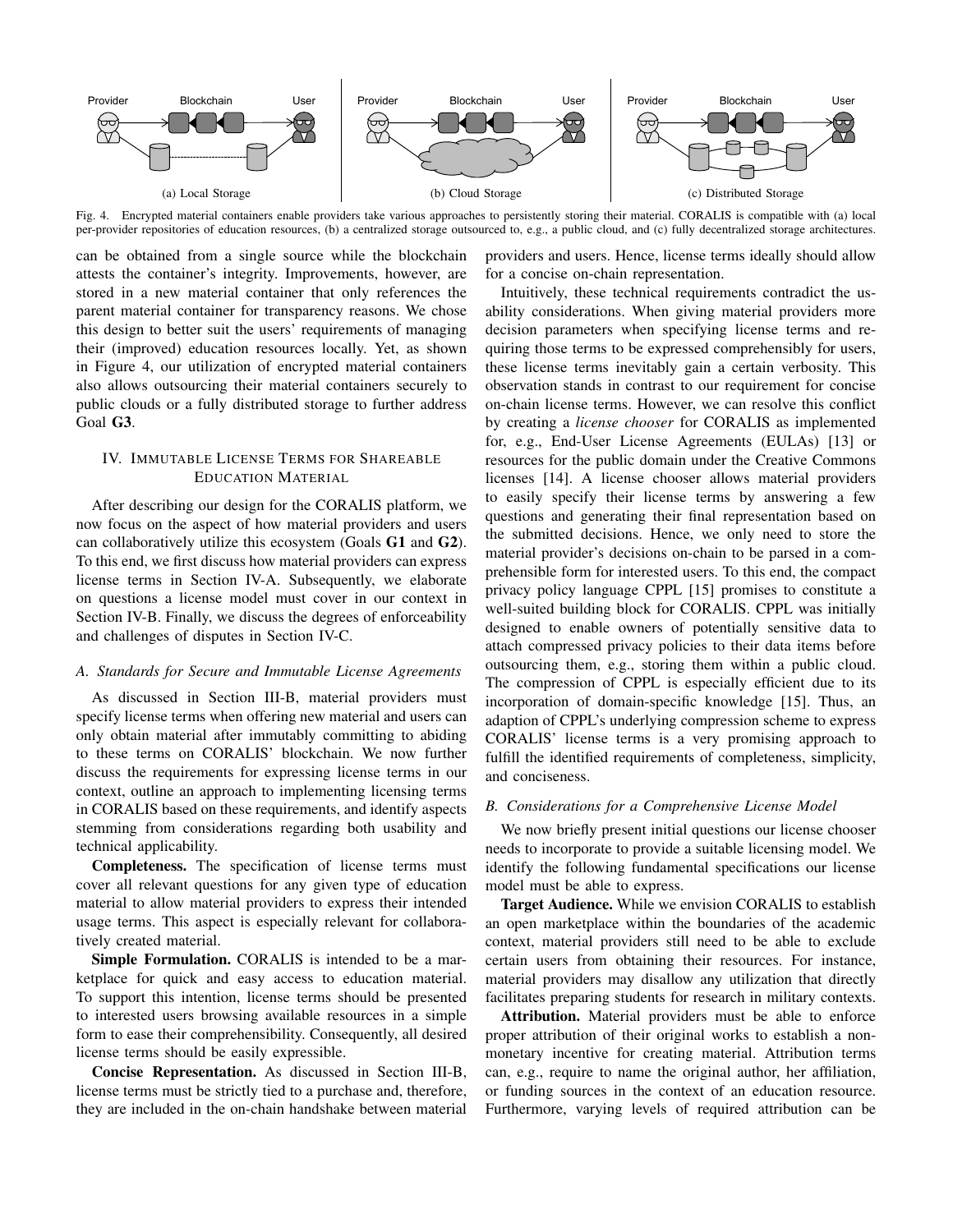Fig. 4. Encrypted material containers enable providers take various approaches to persistently storing their material. CORALIS is compatible with (a) local per-provider repositories of education resources, (b) a centralized storage outsourced to, e.g., a public cloud, and (c) fully decentralized storage architectures.

can be obtained from a single source while the blockchain attests the container's integrity. Improvements, however, are stored in a new material container that only references the parent material container for transparency reasons. We chose this design to better suit the users' requirements of managing their (improved) education resources locally. Yet, as shown in Figure 4, our utilization of encrypted material containers also allows outsourcing their material containers securely to public clouds or a fully distributed storage to further address Goal **G3**.

## IV. Immutable License Terms for Shareable Education Material

After describing our design for the CORALIS platform, we now focus on the aspect of how material providers and users can collaboratively utilize this ecosystem (Goals **G1** and **G2**). To this end, we first discuss how material providers can express license terms in Section IV-A. Subsequently, we elaborate on questions a license model must cover in our context in Section IV-B. Finally, we discuss the degrees of enforceability and challenges of disputes in Section IV-C.

### *A. Standards for Secure and Immutable License Agreements*

As discussed in Section III-B, material providers must specify license terms when offering new material and users can only obtain material after immutably committing to abiding to these terms on CORALIS' blockchain. We now further discuss the requirements for expressing license terms in our context, outline an approach to implementing licensing terms in CORALIS based on these requirements, and identify aspects stemming from considerations regarding both usability and technical applicability.

**Completeness.** The specification of license terms must cover all relevant questions for any given type of education material to allow material providers to express their intended usage terms. This aspect is especially relevant for collaboratively created material.

**Simple Formulation.** CORALIS is intended to be a marketplace for quick and easy access to education material. To support this intention, license terms should be presented to interested users browsing available resources in a simple form to ease their comprehensibility. Consequently, all desired license terms should be easily expressible.

**Concise Representation.** As discussed in Section III-B, license terms must be strictly tied to a purchase and, therefore, they are included in the on-chain handshake between material providers and users. Hence, license terms ideally should allow for a concise on-chain representation.

Intuitively, these technical requirements contradict the usability considerations. When giving material providers more decision parameters when specifying license terms and requiring those terms to be expressed comprehensibly for users, these license terms inevitably gain a certain verbosity. This observation stands in contrast to our requirement for concise on-chain license terms. However, we can resolve this conflict by creating a *license chooser* for CORALIS as implemented for, e.g., End-User License Agreements (EULAs) [13] or resources for the public domain under the Creative Commons licenses [14]. A license chooser allows material providers to easily specify their license terms by answering a few questions and generating their final representation based on the submitted decisions. Hence, we only need to store the material provider's decisions on-chain to be parsed in a comprehensible form for interested users. To this end, the compact privacy policy language CPPL [15] promises to constitute a well-suited building block for CORALIS. CPPL was initially designed to enable owners of potentially sensitive data to attach compressed privacy policies to their data items before outsourcing them, e.g., storing them within a public cloud. The compression of CPPL is especially efficient due to its incorporation of domain-specific knowledge [15]. Thus, an adaption of CPPL's underlying compression scheme to express CORALIS' license terms is a very promising approach to fulfill the identified requirements of completeness, simplicity, and conciseness.

### *B. Considerations for a Comprehensive License Model*

We now briefly present initial questions our license chooser needs to incorporate to provide a suitable licensing model. We identify the following fundamental specifications our license model must be able to express.

**Target Audience.** While we envision CORALIS to establish an open marketplace within the boundaries of the academic context, material providers still need to be able to exclude certain users from obtaining their resources. For instance, material providers may disallow any utilization that directly facilitates preparing students for research in military contexts.

**Attribution.** Material providers must be able to enforce proper attribution of their original works to establish a non-monetary incentive for creating material. Attribution terms can, e.g., require to name the original author, her affiliation, or funding sources in the context of an education resource. Furthermore, varying levels of required attribution can be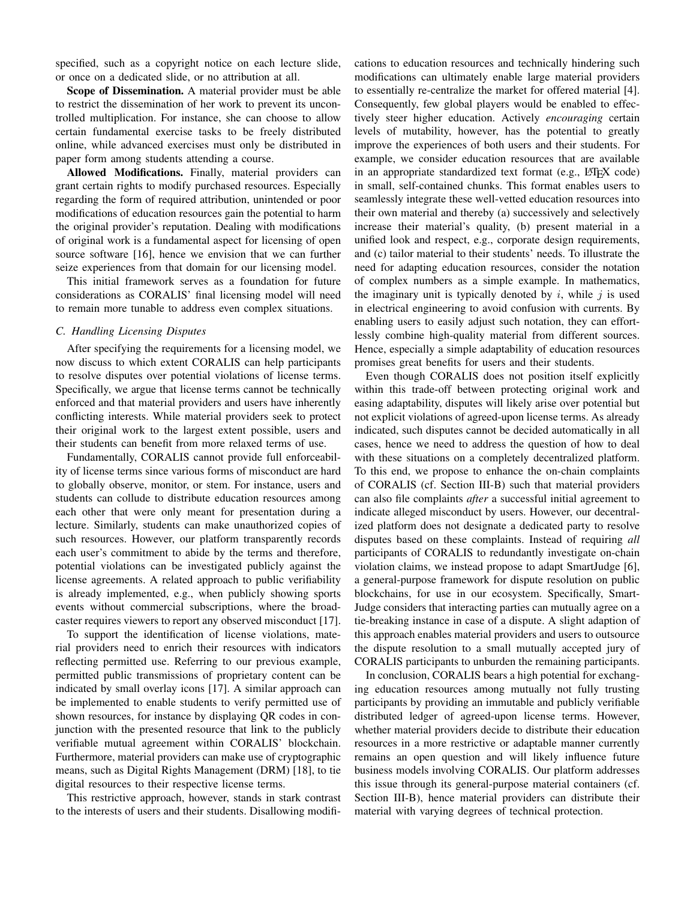specified, such as a copyright notice on each lecture slide, or once on a dedicated slide, or no attribution at all.

**Scope of Dissemination.** A material provider must be able to restrict the dissemination of her work to prevent its uncontrolled multiplication. For instance, she can choose to allow certain fundamental exercise tasks to be freely distributed online, while advanced exercises must only be distributed in paper form among students attending a course.

**Allowed Modifications.** Finally, material providers can grant certain rights to modify purchased resources. Especially regarding the form of required attribution, unintended or poor modifications of education resources gain the potential to harm the original provider's reputation. Dealing with modifications of original work is a fundamental aspect for licensing of open source software [16], hence we envision that we can further seize experiences from that domain for our licensing model.

This initial framework serves as a foundation for future considerations as CORALIS' final licensing model will need to remain more tunable to address even complex situations.

### C. Handling Licensing Disputes

After specifying the requirements for a licensing model, we now discuss to which extent CORALIS can help participants to resolve disputes over potential violations of license terms. Specifically, we argue that license terms cannot be technically enforced and that material providers and users have inherently conflicting interests. While material providers seek to protect their original work to the largest extent possible, users and their students can benefit from more relaxed terms of use.

Fundamentally, CORALIS cannot provide full enforceability of license terms since various forms of misconduct are hard to globally observe, monitor, or stem. For instance, users and students can collude to distribute education resources among each other that were only meant for presentation during a lecture. Similarly, students can make unauthorized copies of such resources. However, our platform transparently records each user's commitment to abide by the terms and therefore, potential violations can be investigated publicly against the license agreements. A related approach to public verifiability is already implemented, e.g., when publicly showing sports events without commercial subscriptions, where the broadcaster requires viewers to report any observed misconduct [17].

To support the identification of license violations, material providers need to enrich their resources with indicators reflecting permitted use. Referring to our previous example, permitted public transmissions of proprietary content can be indicated by small overlay icons [17]. A similar approach can be implemented to enable students to verify permitted use of shown resources, for instance by displaying QR codes in conjunction with the presented resource that link to the publicly verifiable mutual agreement within CORALIS' blockchain. Furthermore, material providers can make use of cryptographic means, such as Digital Rights Management (DRM) [18], to tie digital resources to their respective license terms.

This restrictive approach, however, stands in stark contrast to the interests of users and their students. Disallowing modifications to education resources and technically hindering such modifications can ultimately enable large material providers to essentially re-centralize the market for offered material [4]. Consequently, few global players would be enabled to effectively steer higher education. Actively *encouraging* certain levels of mutability, however, has the potential to greatly improve the experiences of both users and their students. For example, we consider education resources that are available in an appropriate standardized text format (e.g., LaTeX code) in small, self-contained chunks. This format enables users to seamlessly integrate these well-vetted education resources into their own material and thereby (a) successively and selectively increase their material's quality, (b) present material in a unified look and respect, e.g., corporate design requirements, and (c) tailor material to their students' needs. To illustrate the need for adapting education resources, consider the notation of complex numbers as a simple example. In mathematics, the imaginary unit is typically denoted by $i$, while $j$ is used in electrical engineering to avoid confusion with currents. By enabling users to easily adjust such notation, they can effortlessly combine high-quality material from different sources. Hence, especially a simple adaptability of education resources promises great benefits for users and their students.

Even though CORALIS does not position itself explicitly within this trade-off between protecting original work and easing adaptability, disputes will likely arise over potential but not explicit violations of agreed-upon license terms. As already indicated, such disputes cannot be decided automatically in all cases, hence we need to address the question of how to deal with these situations on a completely decentralized platform. To this end, we propose to enhance the on-chain complaints of CORALIS (cf. Section III-B) such that material providers can also file complaints *after* a successful initial agreement to indicate alleged misconduct by users. However, our decentralized platform does not designate a dedicated party to resolve disputes based on these complaints. Instead of requiring *all* participants of CORALIS to redundantly investigate on-chain violation claims, we instead propose to adapt SmartJudge [6], a general-purpose framework for dispute resolution on public blockchains, for use in our ecosystem. Specifically, SmartJudge considers that interacting parties can mutually agree on a tie-breaking instance in case of a dispute. A slight adaption of this approach enables material providers and users to outsource the dispute resolution to a small mutually accepted jury of CORALIS participants to unburden the remaining participants.

In conclusion, CORALIS bears a high potential for exchanging education resources among mutually not fully trusting participants by providing an immutable and publicly verifiable distributed ledger of agreed-upon license terms. However, whether material providers decide to distribute their education resources in a more restrictive or adaptable manner currently remains an open question and will likely influence future business models involving CORALIS. Our platform addresses this issue through its general-purpose material containers (cf. Section III-B), hence material providers can distribute their material with varying degrees of technical protection.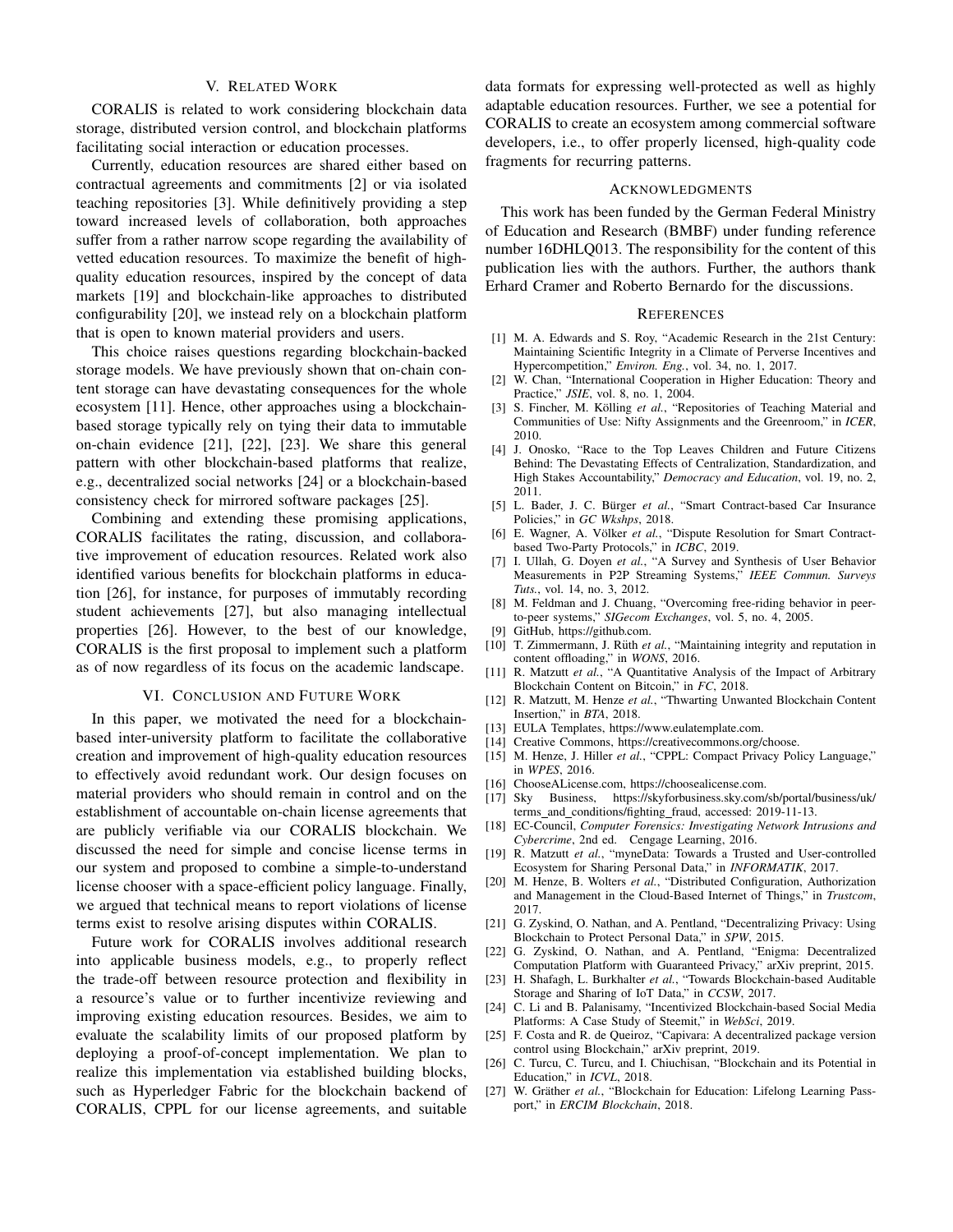## V. Related Work

CORALIS is related to work considering blockchain data storage, distributed version control, and blockchain platforms facilitating social interaction or education processes.

Currently, education resources are shared either based on contractual agreements and commitments [2] or via isolated teaching repositories [3]. While definitively providing a step toward increased levels of collaboration, both approaches suffer from a rather narrow scope regarding the availability of vetted education resources. To maximize the benefit of high-quality education resources, inspired by the concept of data markets [19] and blockchain-like approaches to distributed configurability [20], we instead rely on a blockchain platform that is open to known material providers and users.

This choice raises questions regarding blockchain-backed storage models. We have previously shown that on-chain content storage can have devastating consequences for the whole ecosystem [11]. Hence, other approaches using a blockchain-based storage typically rely on tying their data to immutable on-chain evidence [21], [22], [23]. We share this general pattern with other blockchain-based platforms that realize, e.g., decentralized social networks [24] or a blockchain-based consistency check for mirrored software packages [25].

Combining and extending these promising applications, CORALIS facilitates the rating, discussion, and collaborative improvement of education resources. Related work also identified various benefits for blockchain platforms in education [26], for instance, for purposes of immutably recording student achievements [27], but also managing intellectual properties [26]. However, to the best of our knowledge, CORALIS is the first proposal to implement such a platform as of now regardless of its focus on the academic landscape.

## VI. Conclusion and Future Work

In this paper, we motivated the need for a blockchain-based inter-university platform to facilitate the collaborative creation and improvement of high-quality education resources to effectively avoid redundant work. Our design focuses on material providers who should remain in control and on the establishment of accountable on-chain license agreements that are publicly verifiable via our CORALIS blockchain. We discussed the need for simple and concise license terms in our system and proposed to combine a simple-to-understand license chooser with a space-efficient policy language. Finally, we argued that technical means to report violations of license terms exist to resolve arising disputes within CORALIS.

Future work for CORALIS involves additional research into applicable business models, e.g., to properly reflect the trade-off between resource protection and flexibility in a resource's value or to further incentivize reviewing and improving existing education resources. Besides, we aim to evaluate the scalability limits of our proposed platform by deploying a proof-of-concept implementation. We plan to realize this implementation via established building blocks, such as Hyperledger Fabric for the blockchain backend of CORALIS, CPPL for our license agreements, and suitable data formats for expressing well-protected as well as highly adaptable education resources. Further, we see a potential for CORALIS to create an ecosystem among commercial software developers, i.e., to offer properly licensed, high-quality code fragments for recurring patterns.

## Acknowledgments

This work has been funded by the German Federal Ministry of Education and Research (BMBF) under funding reference number 16DHLQ013. The responsibility for the content of this publication lies with the authors. Further, the authors thank Erhard Cramer and Roberto Bernardo for the discussions.

## References

[1] M. A. Edwards and S. Roy, "Academic Research in the 21st Century: Maintaining Scientific Integrity in a Climate of Perverse Incentives and Hypercompetition," *Environ. Eng.*, vol. 34, no. 1, 2017.

[2] W. Chan, "International Cooperation in Higher Education: Theory and Practice," *JSIE*, vol. 8, no. 1, 2004.

[3] S. Fincher, M. Kölling *et al.*, "Repositories of Teaching Material and Communities of Use: Nifty Assignments and the Greenroom," in *ICER*, 2010.

[4] J. Onosko, "Race to the Top Leaves Children and Future Citizens Behind: The Devastating Effects of Centralization, Standardization, and High Stakes Accountability," *Democracy and Education*, vol. 19, no. 2, 2011.

[5] L. Bader, J. C. Bürger *et al.*, "Smart Contract-based Car Insurance Policies," in *GC Wkshps*, 2018.

[6] E. Wagner, A. Völker *et al.*, "Dispute Resolution for Smart Contract-based Two-Party Protocols," in *ICBC*, 2019.

[7] I. Ullah, G. Doyen *et al.*, "A Survey and Synthesis of User Behavior Measurements in P2P Streaming Systems," *IEEE Commun. Surveys Tuts.*, vol. 14, no. 3, 2012.

[8] M. Feldman and J. Chuang, "Overcoming free-riding behavior in peer-to-peer systems," *SIGecom Exchanges*, vol. 5, no. 4, 2005.

[9] GitHub, https://github.com.

[10] T. Zimmermann, J. Rüth *et al.*, "Maintaining integrity and reputation in content offloading," in *WONS*, 2016.

[11] R. Matzutt *et al.*, "A Quantitative Analysis of the Impact of Arbitrary Blockchain Content on Bitcoin," in *FC*, 2018.

[12] R. Matzutt, M. Henze *et al.*, "Thwarting Unwanted Blockchain Content Insertion," in *BTA*, 2018.

[13] EULA Templates, https://www.eulatemplate.com.

[14] Creative Commons, https://creativecommons.org/choose.

[15] M. Henze, J. Hiller *et al.*, "CPPL: Compact Privacy Policy Language," in *WPES*, 2016.

[16] ChooseALicense.com, https://choosealicense.com.

[17] Sky Business, https://skyforbusiness.sky.com/sb/portal/business/uk/terms_and_conditions/fighting_fraud, accessed: 2019-11-13.

[18] EC-Council, *Computer Forensics: Investigating Network Intrusions and Cybercrime*, 2nd ed. Cengage Learning, 2016.

[19] R. Matzutt *et al.*, "myneData: Towards a Trusted and User-controlled Ecosystem for Sharing Personal Data," in *INFORMATIK*, 2017.

[20] M. Henze, B. Wolters *et al.*, "Distributed Configuration, Authorization and Management in the Cloud-Based Internet of Things," in *Trustcom*, 2017.

[21] G. Zyskind, O. Nathan, and A. Pentland, "Decentralizing Privacy: Using Blockchain to Protect Personal Data," in *SPW*, 2015.

[22] G. Zyskind, O. Nathan, and A. Pentland, "Enigma: Decentralized Computation Platform with Guaranteed Privacy," arXiv preprint, 2015.

[23] H. Shafagh, L. Burkhalter *et al.*, "Towards Blockchain-based Auditable Storage and Sharing of IoT Data," in *CCSW*, 2017.

[24] C. Li and B. Palanisamy, "Incentivized Blockchain-based Social Media Platforms: A Case Study of Steemit," in *WebSci*, 2019.

[25] F. Costa and R. de Queiroz, "Capivara: A decentralized package version control using Blockchain," arXiv preprint, 2019.

[26] C. Turcu, C. Turcu, and I. Chiuchisan, "Blockchain and its Potential in Education," in *ICVL*, 2018.

[27] W. Gräther *et al.*, "Blockchain for Education: Lifelong Learning Passport," in *ERCIM Blockchain*, 2018.